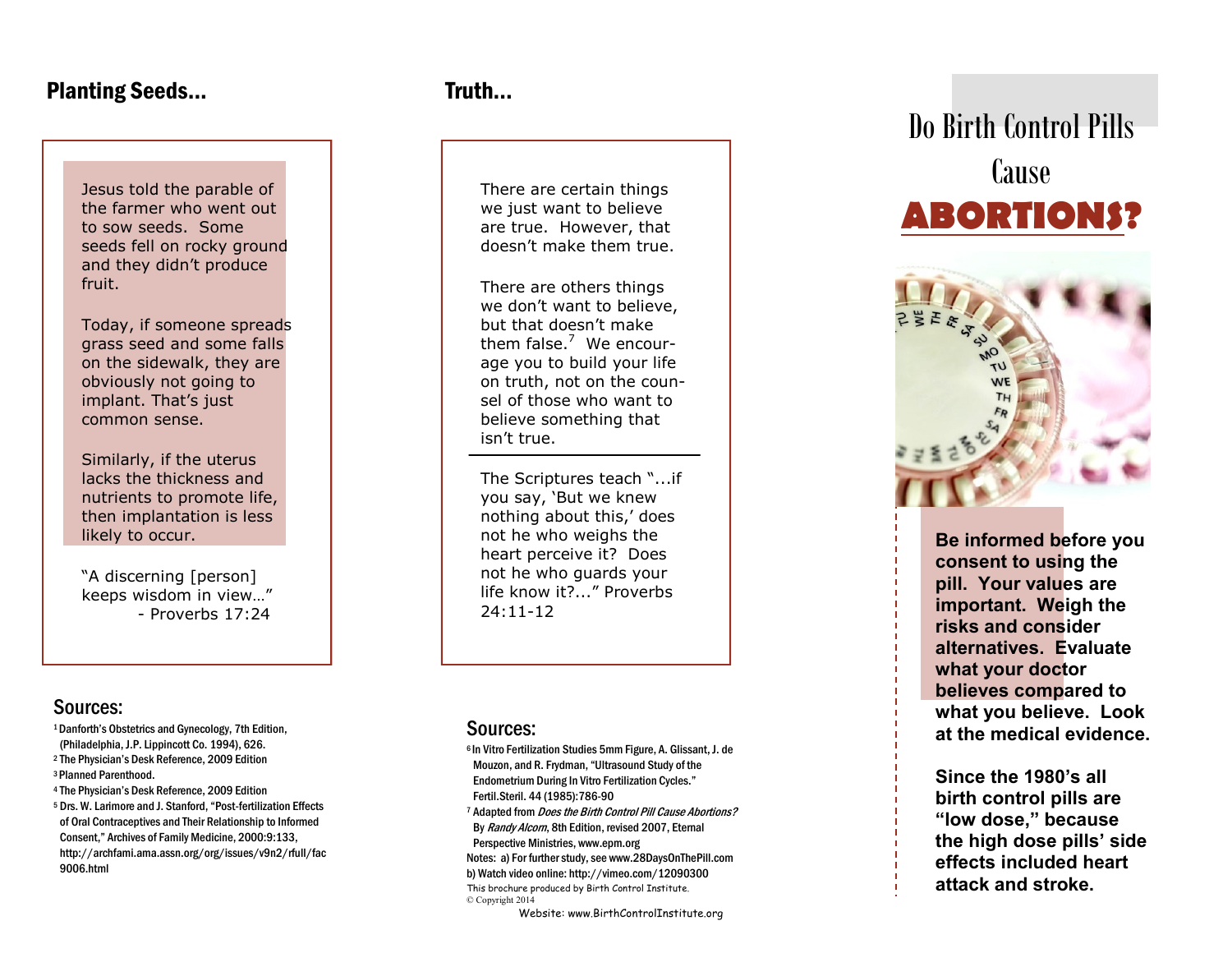## Planting Seeds...

Jesus told the parable of the farmer who went out to sow seeds. Some seeds fell on rocky ground and they didn't produce fruit.

Today, if someone spreads grass seed and some falls on the sidewalk, they are obviously not going to implant. That's just common sense.

Similarly, if the uterus lacks the thickness and nutrients to promote life, then implantation is less likely to occur.

"A discerning [person] keeps wisdom in view…"
- Proverbs 17:24

### Sources:

1 Danforth's Obstetrics and Gynecology, 7th Edition, (Philadelphia, J.P. Lippincott Co. 1994), 626.
2 The Physician's Desk Reference, 2009 Edition
3 Planned Parenthood.
4 The Physician's Desk Reference, 2009 Edition
5 Drs. W. Larimore and J. Stanford, "Post-fertilization Effects of Oral Contraceptives and Their Relationship to Informed Consent," Archives of Family Medicine, 2000:9:133, http://archfami.ama.assn.org/org/issues/v9n2/rfull/fac9006.html

## Truth...

There are certain things we just want to believe are true. However, that doesn't make them true.

There are others things we don't want to believe, but that doesn't make them false.[7] We encourage you to build your life on truth, not on the counsel of those who want to believe something that isn't true.

The Scriptures teach "...if you say, 'But we knew nothing about this,' does not he who weighs the heart perceive it? Does not he who guards your life know it?..." Proverbs 24:11-12

### Sources:

6 In Vitro Fertilization Studies 5mm Figure, A. Glissant, J. de Mouzon, and R. Frydman, "Ultrasound Study of the Endometrium During In Vitro Fertilization Cycles." Fertil.Steril. 44 (1985):786-90
7 Adapted from *Does the Birth Control Pill Cause Abortions?* By *Randy Alcorn*, 8th Edition, revised 2007, Eternal Perspective Ministries, www.epm.org
Notes: a) For further study, see www.28DaysOnThePill.com
b) Watch video online: http://vimeo.com/12090300
This brochure produced by Birth Control Institute.
© Copyright 2014
Website: www.BirthControlInstitute.org

# Do Birth Control Pills Cause ABORTIONS?

**Be informed before you consent to using the pill. Your values are important. Weigh the risks and consider alternatives. Evaluate what your doctor believes compared to what you believe. Look at the medical evidence.**

**Since the 1980's all birth control pills are "low dose," because the high dose pills' side effects included heart attack and stroke.**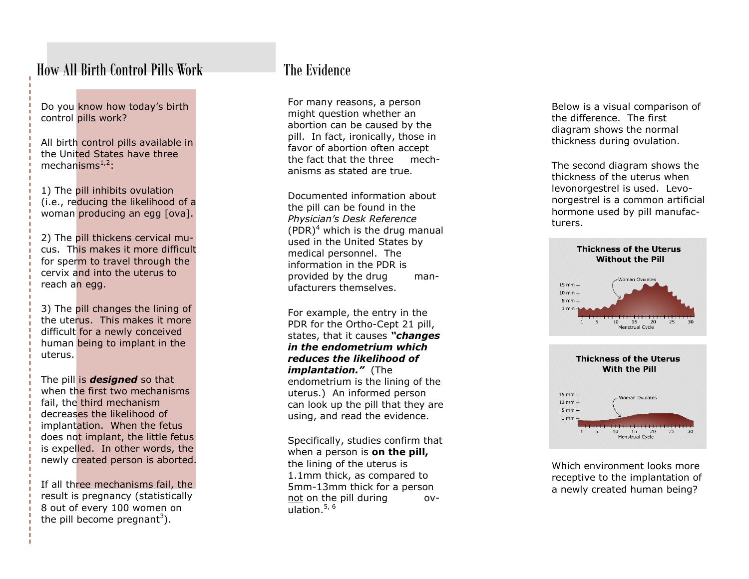## How All Birth Control Pills Work

Do you know how today's birth control pills work?

All birth control pills available in the United States have three mechanisms[1,2]:

1) The pill inhibits ovulation (i.e., reducing the likelihood of a woman producing an egg [ova].

2) The pill thickens cervical mucus. This makes it more difficult for sperm to travel through the cervix and into the uterus to reach an egg.

3) The pill changes the lining of the uterus. This makes it more difficult for a newly conceived human being to implant in the uterus.

The pill is ***designed*** so that when the first two mechanisms fail, the third mechanism decreases the likelihood of implantation. When the fetus does not implant, the little fetus is expelled. In other words, the newly created person is aborted.

If all three mechanisms fail, the result is pregnancy (statistically 8 out of every 100 women on the pill become pregnant[3]).

## The Evidence

For many reasons, a person might question whether an abortion can be caused by the pill. In fact, ironically, those in favor of abortion often accept the fact that the three mechanisms as stated are true.

Documented information about the pill can be found in the *Physician's Desk Reference* (PDR)[4] which is the drug manual used in the United States by medical personnel. The information in the PDR is provided by the drug manufacturers themselves.

For example, the entry in the PDR for the Ortho-Cept 21 pill, states, that it causes ***"changes in the endometrium which reduces the likelihood of implantation."*** (The endometrium is the lining of the uterus.) An informed person can look up the pill that they are using, and read the evidence.

Specifically, studies confirm that when a person is **on the pill,** the lining of the uterus is 1.1mm thick, as compared to 5mm-13mm thick for a person not on the pill during ovulation.[5, 6]

Below is a visual comparison of the difference. The first diagram shows the normal thickness during ovulation.

The second diagram shows the thickness of the uterus when levonorgestrel is used. Levonorgestrel is a common artificial hormone used by pill manufacturers.

**Thickness of the Uterus Without the Pill**

Woman Ovulates

15 mm
10 mm
5 mm
1 mm

1 5 10 15 20 25 30

Menstrual Cycle

**Thickness of the Uterus With the Pill**

Woman Ovulates

15 mm
10 mm
5 mm
1 mm

1 5 10 15 20 25 30

Menstrual Cycle

Which environment looks more receptive to the implantation of a newly created human being?